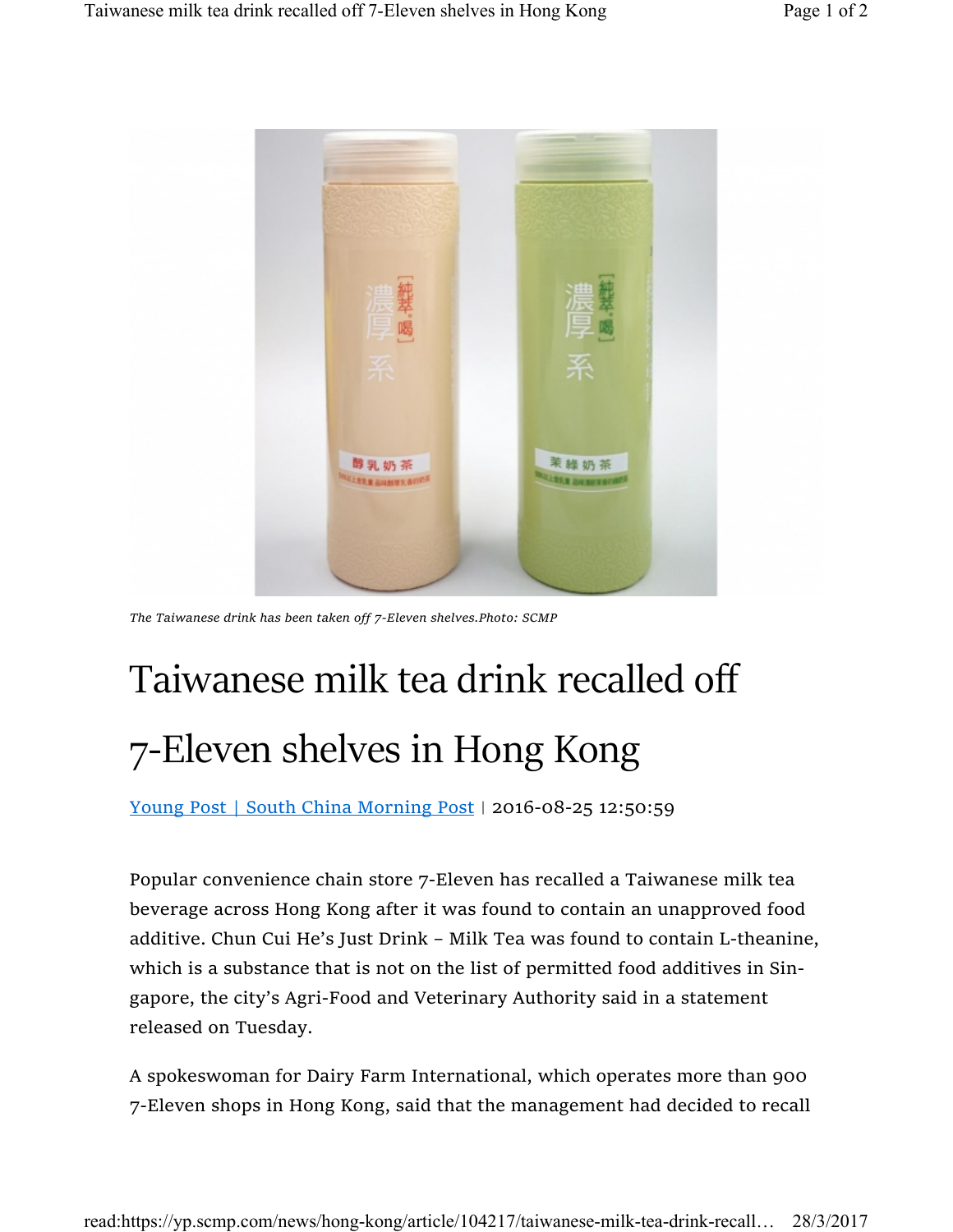*The Taiwanese drink has been taken off 7-Eleven shelves.Photo: SCMP*

# Taiwanese milk tea drink recalled off 7-Eleven shelves in Hong Kong

Young Post | South China Morning Post | 2016-08-25 12:50:59

Popular convenience chain store 7-Eleven has recalled a Taiwanese milk tea beverage across Hong Kong after it was found to contain an unapproved food additive. Chun Cui He's Just Drink – Milk Tea was found to contain L-theanine, which is a substance that is not on the list of permitted food additives in Singapore, the city's Agri-Food and Veterinary Authority said in a statement released on Tuesday.

A spokeswoman for Dairy Farm International, which operates more than 900 7-Eleven shops in Hong Kong, said that the management had decided to recall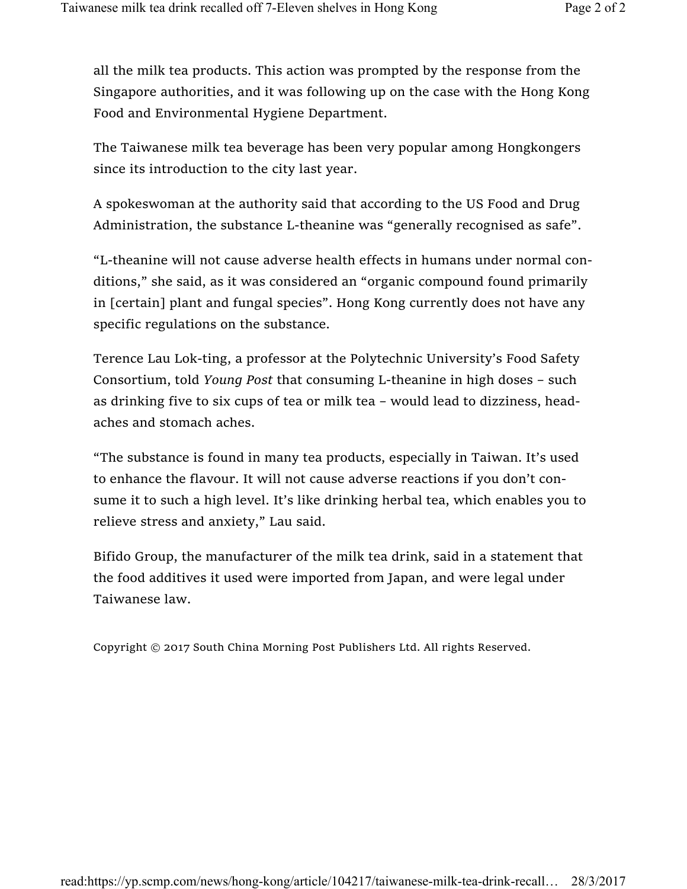all the milk tea products. This action was prompted by the response from the Singapore authorities, and it was following up on the case with the Hong Kong Food and Environmental Hygiene Department.

The Taiwanese milk tea beverage has been very popular among Hongkongers since its introduction to the city last year.

A spokeswoman at the authority said that according to the US Food and Drug Administration, the substance L-theanine was "generally recognised as safe".

"L-theanine will not cause adverse health effects in humans under normal conditions," she said, as it was considered an "organic compound found primarily in [certain] plant and fungal species". Hong Kong currently does not have any specific regulations on the substance.

Terence Lau Lok-ting, a professor at the Polytechnic University's Food Safety Consortium, told *Young Post* that consuming L-theanine in high doses – such as drinking five to six cups of tea or milk tea – would lead to dizziness, headaches and stomach aches.

"The substance is found in many tea products, especially in Taiwan. It's used to enhance the flavour. It will not cause adverse reactions if you don't consume it to such a high level. It's like drinking herbal tea, which enables you to relieve stress and anxiety," Lau said.

Bifido Group, the manufacturer of the milk tea drink, said in a statement that the food additives it used were imported from Japan, and were legal under Taiwanese law.

Copyright © 2017 South China Morning Post Publishers Ltd. All rights Reserved.